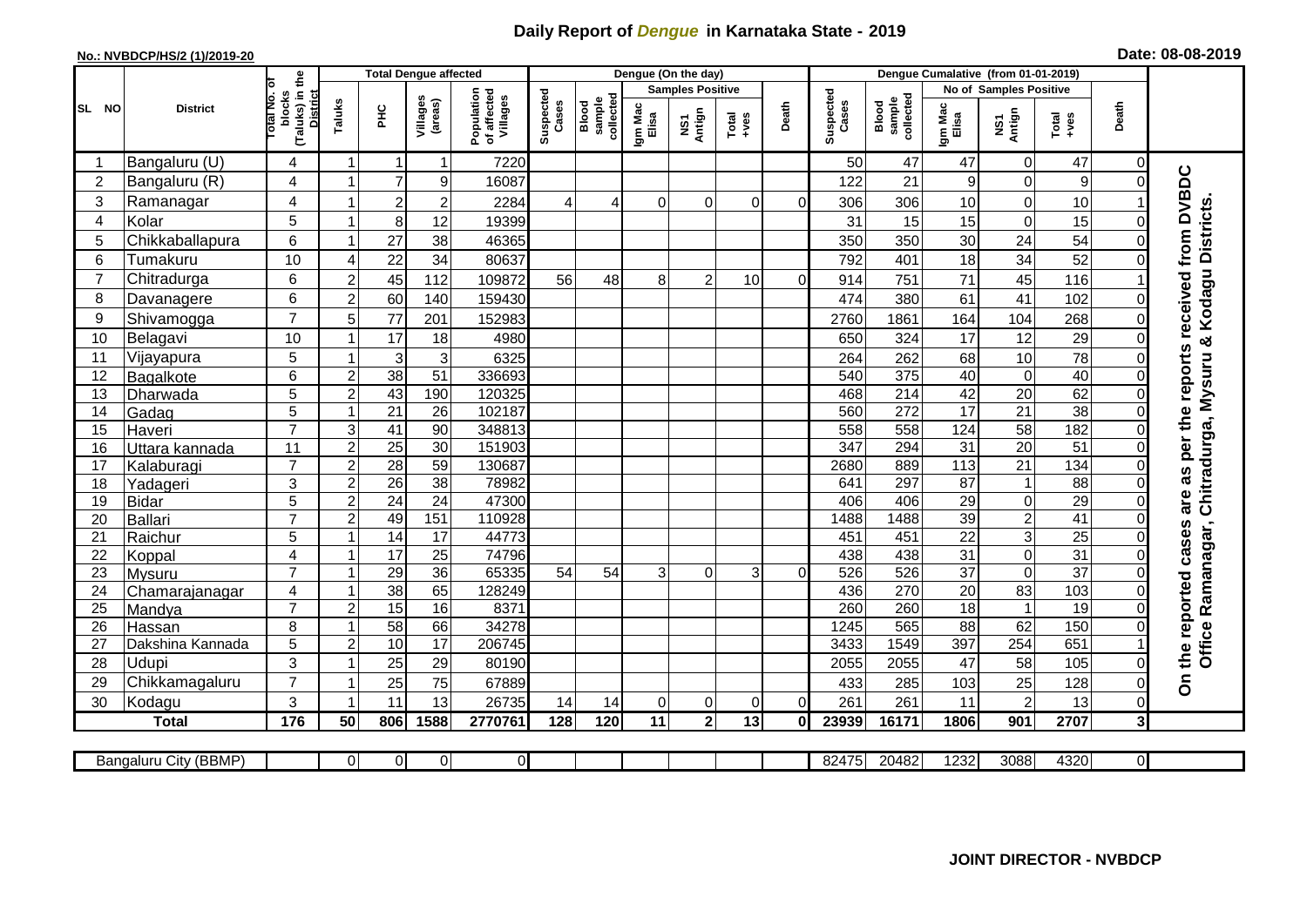# Daily Report of *Dengue* in Karnataka State - 2019

**No.: NVBDCP/HS/2 (1)/2019-20**

**Date: 08-08-2019**

| SL NO | District | Total No. of blocks (Taluks) in the District | Total Dengue affected | | | | Dengue (On the day) | | | | | | | Dengue Cumalative (from 01-01-2019) | | | | | | | |
|---|---|---|---|---|---|---|---|---|---|---|---|---|---|---|---|---|---|---|---|---|
| | | | Taluks | PHC | Villages (areas) | Population of affected Villages | Suspected Cases | Blood sample collected | Samples Positive | | | Death | Suspected Cases | Blood sample collected | No of Samples Positive | | | Death | |
| | | | | | | | | | Igm Mac Elisa | NS1 Antign | Total +ves | | | | Igm Mac Elisa | NS1 Antign | Total +ves | | |
| 1 | Bangaluru (U) | 4 | 1 | 1 | 1 | 7220 | | | | | | | 50 | 47 | 47 | 0 | 47 | 0 | On the reported cases are as per the reports received from DVBDC Office Ramanagar, Chitradurga, Mysuru & Kodagu Districts. |
| 2 | Bangaluru (R) | 4 | 1 | 7 | 9 | 16087 | | | | | | | 122 | 21 | 9 | 0 | 9 | 0 | |
| 3 | Ramanagar | 4 | 1 | 2 | 2 | 2284 | 4 | 4 | 0 | 0 | 0 | 0 | 306 | 306 | 10 | 0 | 10 | 1 | |
| 4 | Kolar | 5 | 1 | 8 | 12 | 19399 | | | | | | | 31 | 15 | 15 | 0 | 15 | 0 | |
| 5 | Chikkaballapura | 6 | 1 | 27 | 38 | 46365 | | | | | | | 350 | 350 | 30 | 24 | 54 | 0 | |
| 6 | Tumakuru | 10 | 4 | 22 | 34 | 80637 | | | | | | | 792 | 401 | 18 | 34 | 52 | 0 | |
| 7 | Chitradurga | 6 | 2 | 45 | 112 | 109872 | 56 | 48 | 8 | 2 | 10 | 0 | 914 | 751 | 71 | 45 | 116 | 1 | |
| 8 | Davanagere | 6 | 2 | 60 | 140 | 159430 | | | | | | | 474 | 380 | 61 | 41 | 102 | 0 | |
| 9 | Shivamogga | 7 | 5 | 77 | 201 | 152983 | | | | | | | 2760 | 1861 | 164 | 104 | 268 | 0 | |
| 10 | Belagavi | 10 | 1 | 17 | 18 | 4980 | | | | | | | 650 | 324 | 17 | 12 | 29 | 0 | |
| 11 | Vijayapura | 5 | 1 | 3 | 3 | 6325 | | | | | | | 264 | 262 | 68 | 10 | 78 | 0 | |
| 12 | Bagalkote | 6 | 2 | 38 | 51 | 336693 | | | | | | | 540 | 375 | 40 | 0 | 40 | 0 | |
| 13 | Dharwada | 5 | 2 | 43 | 190 | 120325 | | | | | | | 468 | 214 | 42 | 20 | 62 | 0 | |
| 14 | Gadag | 5 | 1 | 21 | 26 | 102187 | | | | | | | 560 | 272 | 17 | 21 | 38 | 0 | |
| 15 | Haveri | 7 | 3 | 41 | 90 | 348813 | | | | | | | 558 | 558 | 124 | 58 | 182 | 0 | |
| 16 | Uttara kannada | 11 | 2 | 25 | 30 | 151903 | | | | | | | 347 | 294 | 31 | 20 | 51 | 0 | |
| 17 | Kalaburagi | 7 | 2 | 28 | 59 | 130687 | | | | | | | 2680 | 889 | 113 | 21 | 134 | 0 | |
| 18 | Yadageri | 3 | 2 | 26 | 38 | 78982 | | | | | | | 641 | 297 | 87 | 1 | 88 | 0 | |
| 19 | Bidar | 5 | 2 | 24 | 24 | 47300 | | | | | | | 406 | 406 | 29 | 0 | 29 | 0 | |
| 20 | Ballari | 7 | 2 | 49 | 151 | 110928 | | | | | | | 1488 | 1488 | 39 | 2 | 41 | 0 | |
| 21 | Raichur | 5 | 1 | 14 | 17 | 44773 | | | | | | | 451 | 451 | 22 | 3 | 25 | 0 | |
| 22 | Koppal | 4 | 1 | 17 | 25 | 74796 | | | | | | | 438 | 438 | 31 | 0 | 31 | 0 | |
| 23 | Mysuru | 7 | 1 | 29 | 36 | 65335 | 54 | 54 | 3 | 0 | 3 | 0 | 526 | 526 | 37 | 0 | 37 | 0 | |
| 24 | Chamarajanagar | 4 | 1 | 38 | 65 | 128249 | | | | | | | 436 | 270 | 20 | 83 | 103 | 0 | |
| 25 | Mandya | 7 | 2 | 15 | 16 | 8371 | | | | | | | 260 | 260 | 18 | 1 | 19 | 0 | |
| 26 | Hassan | 8 | 1 | 58 | 66 | 34278 | | | | | | | 1245 | 565 | 88 | 62 | 150 | 0 | |
| 27 | Dakshina Kannada | 5 | 2 | 10 | 17 | 206745 | | | | | | | 3433 | 1549 | 397 | 254 | 651 | 1 | |
| 28 | Udupi | 3 | 1 | 25 | 29 | 80190 | | | | | | | 2055 | 2055 | 47 | 58 | 105 | 0 | |
| 29 | Chikkamagaluru | 7 | 1 | 25 | 75 | 67889 | | | | | | | 433 | 285 | 103 | 25 | 128 | 0 | |
| 30 | Kodagu | 3 | 1 | 11 | 13 | 26735 | 14 | 14 | 0 | 0 | 0 | 0 | 261 | 261 | 11 | 2 | 13 | 0 | |
| | **Total** | **176** | **50** | **806** | **1588** | **2770761** | **128** | **120** | **11** | **2** | **13** | **0** | **23939** | **16171** | **1806** | **901** | **2707** | **3** | |

| Bangaluru City (BBMP) | 0 | 0 | 0 | 0 | | | | | | | 82475 | 20482 | 1232 | 3088 | 4320 | 0 |
|---|---|---|---|---|---|---|---|---|---|---|---|---|---|---|---|---|

**JOINT DIRECTOR - NVBDCP**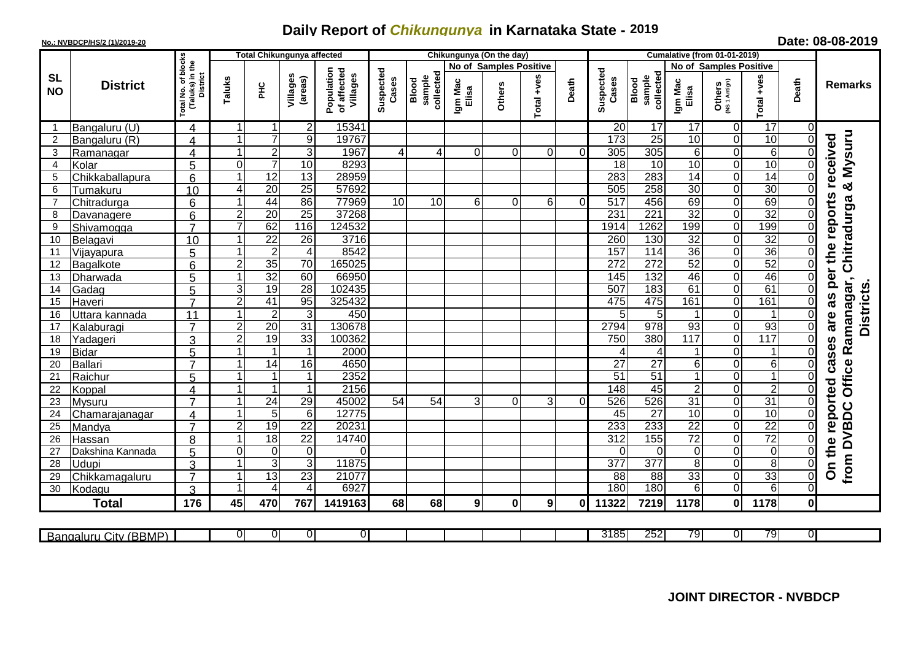# Daily Report of *Chikungunya* in Karnataka State - 2019

**No.: NVBDCP/HS/2 (1)/2019-20**

**Date: 08-08-2019**

| SL NO | District | Total No. of blocks (Taluks) in the District | Total Chikungunya affected | | | | Chikungunya (On the day) | | | | | | | Cumalative (from 01-01-2019) | | | | | | | Remarks |
|---|---|---|---|---|---|---|---|---|---|---|---|---|---|---|---|---|---|---|---|---|---|
| | | | Taluks | PHC | Villages (areas) | Population of affected Villages | Suspected Cases | Blood sample collected | No of Samples Positive | | | Death | Suspected Cases | Blood sample collected | No of Samples Positive | | | Death | |
| | | | | | | | | | Igm Mac Elisa | Others | Total +ves | | | | Igm Mac Elisa | Others (NS 1 Antign) | Total +ves | | |
| 1 | Bangaluru (U) | 4 | 1 | 1 | 2 | 15341 | | | | | | | 20 | 17 | 17 | 0 | 17 | 0 | On the reported cases are as per the reports received from DVBDC Office Ramanagar, Chitradurga & Mysuru Districts. |
| 2 | Bangaluru (R) | 4 | 1 | 7 | 9 | 19767 | | | | | | | 173 | 25 | 10 | 0 | 10 | 0 | |
| 3 | Ramanagar | 4 | 1 | 2 | 3 | 1967 | 4 | 4 | 0 | 0 | 0 | 0 | 305 | 305 | 6 | 0 | 6 | 0 | |
| 4 | Kolar | 5 | 0 | 7 | 10 | 8293 | | | | | | | 18 | 10 | 10 | 0 | 10 | 0 | |
| 5 | Chikkaballapura | 6 | 1 | 12 | 13 | 28959 | | | | | | | 283 | 283 | 14 | 0 | 14 | 0 | |
| 6 | Tumakuru | 10 | 4 | 20 | 25 | 57692 | | | | | | | 505 | 258 | 30 | 0 | 30 | 0 | |
| 7 | Chitradurga | 6 | 1 | 44 | 86 | 77969 | 10 | 10 | 6 | 0 | 6 | 0 | 517 | 456 | 69 | 0 | 69 | 0 | |
| 8 | Davanagere | 6 | 2 | 20 | 25 | 37268 | | | | | | | 231 | 221 | 32 | 0 | 32 | 0 | |
| 9 | Shivamogga | 7 | 7 | 62 | 116 | 124532 | | | | | | | 1914 | 1262 | 199 | 0 | 199 | 0 | |
| 10 | Belagavi | 10 | 1 | 22 | 26 | 3716 | | | | | | | 260 | 130 | 32 | 0 | 32 | 0 | |
| 11 | Vijayapura | 5 | 1 | 2 | 4 | 8542 | | | | | | | 157 | 114 | 36 | 0 | 36 | 0 | |
| 12 | Bagalkote | 6 | 2 | 35 | 70 | 165025 | | | | | | | 272 | 272 | 52 | 0 | 52 | 0 | |
| 13 | Dharwada | 5 | 1 | 32 | 60 | 66950 | | | | | | | 145 | 132 | 46 | 0 | 46 | 0 | |
| 14 | Gadag | 5 | 3 | 19 | 28 | 102435 | | | | | | | 507 | 183 | 61 | 0 | 61 | 0 | |
| 15 | Haveri | 7 | 2 | 41 | 95 | 325432 | | | | | | | 475 | 475 | 161 | 0 | 161 | 0 | |
| 16 | Uttara kannada | 11 | 1 | 2 | 3 | 450 | | | | | | | 5 | 5 | 1 | 0 | 1 | 0 | |
| 17 | Kalaburagi | 7 | 2 | 20 | 31 | 130678 | | | | | | | 2794 | 978 | 93 | 0 | 93 | 0 | |
| 18 | Yadageri | 3 | 2 | 19 | 33 | 100362 | | | | | | | 750 | 380 | 117 | 0 | 117 | 0 | |
| 19 | Bidar | 5 | 1 | 1 | 1 | 2000 | | | | | | | 4 | 4 | 1 | 0 | 1 | 0 | |
| 20 | Ballari | 7 | 1 | 14 | 16 | 4650 | | | | | | | 27 | 27 | 6 | 0 | 6 | 0 | |
| 21 | Raichur | 5 | 1 | 1 | 1 | 2352 | | | | | | | 51 | 51 | 1 | 0 | 1 | 0 | |
| 22 | Koppal | 4 | 1 | 1 | 1 | 2156 | | | | | | | 148 | 45 | 2 | 0 | 2 | 0 | |
| 23 | Mysuru | 7 | 1 | 24 | 29 | 45002 | 54 | 54 | 3 | 0 | 3 | 0 | 526 | 526 | 31 | 0 | 31 | 0 | |
| 24 | Chamarajanagar | 4 | 1 | 5 | 6 | 12775 | | | | | | | 45 | 27 | 10 | 0 | 10 | 0 | |
| 25 | Mandya | 7 | 2 | 19 | 22 | 20231 | | | | | | | 233 | 233 | 22 | 0 | 22 | 0 | |
| 26 | Hassan | 8 | 1 | 18 | 22 | 14740 | | | | | | | 312 | 155 | 72 | 0 | 72 | 0 | |
| 27 | Dakshina Kannada | 5 | 0 | 0 | 0 | 0 | | | | | | | 0 | 0 | 0 | 0 | 0 | 0 | |
| 28 | Udupi | 3 | 1 | 3 | 3 | 11875 | | | | | | | 377 | 377 | 8 | 0 | 8 | 0 | |
| 29 | Chikkamagaluru | 7 | 1 | 13 | 23 | 21077 | | | | | | | 88 | 88 | 33 | 0 | 33 | 0 | |
| 30 | Kodagu | 3 | 1 | 4 | 4 | 6927 | | | | | | | 180 | 180 | 6 | 0 | 6 | 0 | |
| | **Total** | **176** | **45** | **470** | **767** | **1419163** | **68** | **68** | **9** | **0** | **9** | **0** | **11322** | **7219** | **1178** | **0** | **1178** | **0** | |

| | | | | | | | | | | | | | | | | | | |
|---|---|---|---|---|---|---|---|---|---|---|---|---|---|---|---|---|---|---|
| Bangaluru City (BBMP) | | 0 | 0 | 0 | 0 | | | | | | | 3185 | 252 | 79 | 0 | 79 | 0 | |

**JOINT DIRECTOR - NVBDCP**